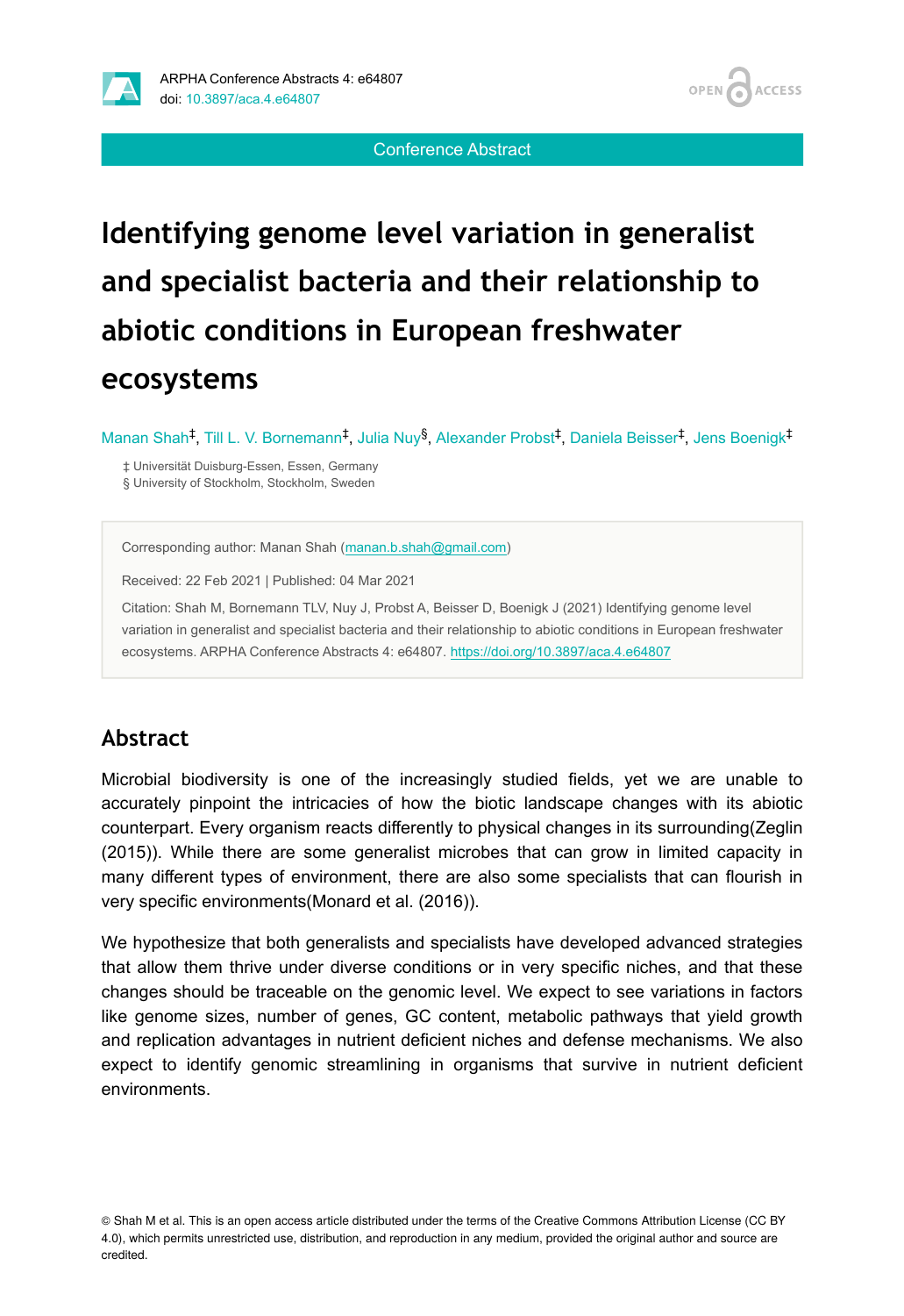Conference Abstract

# Identifying genome level variation in generalist and specialist bacteria and their relationship to abiotic conditions in European freshwater ecosystems

Manan Shah[‡], Till L. V. Bornemann[‡], Julia Nuy[§], Alexander Probst[‡], Daniela Beisser[‡], Jens Boenigk[‡]

‡ Universität Duisburg-Essen, Essen, Germany
§ University of Stockholm, Stockholm, Sweden

Corresponding author: Manan Shah (manan.b.shah@gmail.com)

Received: 22 Feb 2021 | Published: 04 Mar 2021

Citation: Shah M, Bornemann TLV, Nuy J, Probst A, Beisser D, Boenigk J (2021) Identifying genome level variation in generalist and specialist bacteria and their relationship to abiotic conditions in European freshwater ecosystems. ARPHA Conference Abstracts 4: e64807. https://doi.org/10.3897/aca.4.e64807

## Abstract

Microbial biodiversity is one of the increasingly studied fields, yet we are unable to accurately pinpoint the intricacies of how the biotic landscape changes with its abiotic counterpart. Every organism reacts differently to physical changes in its surrounding(Zeglin (2015)). While there are some generalist microbes that can grow in limited capacity in many different types of environment, there are also some specialists that can flourish in very specific environments(Monard et al. (2016)).

We hypothesize that both generalists and specialists have developed advanced strategies that allow them thrive under diverse conditions or in very specific niches, and that these changes should be traceable on the genomic level. We expect to see variations in factors like genome sizes, number of genes, GC content, metabolic pathways that yield growth and replication advantages in nutrient deficient niches and defense mechanisms. We also expect to identify genomic streamlining in organisms that survive in nutrient deficient environments.

© Shah M et al. This is an open access article distributed under the terms of the Creative Commons Attribution License (CC BY 4.0), which permits unrestricted use, distribution, and reproduction in any medium, provided the original author and source are credited.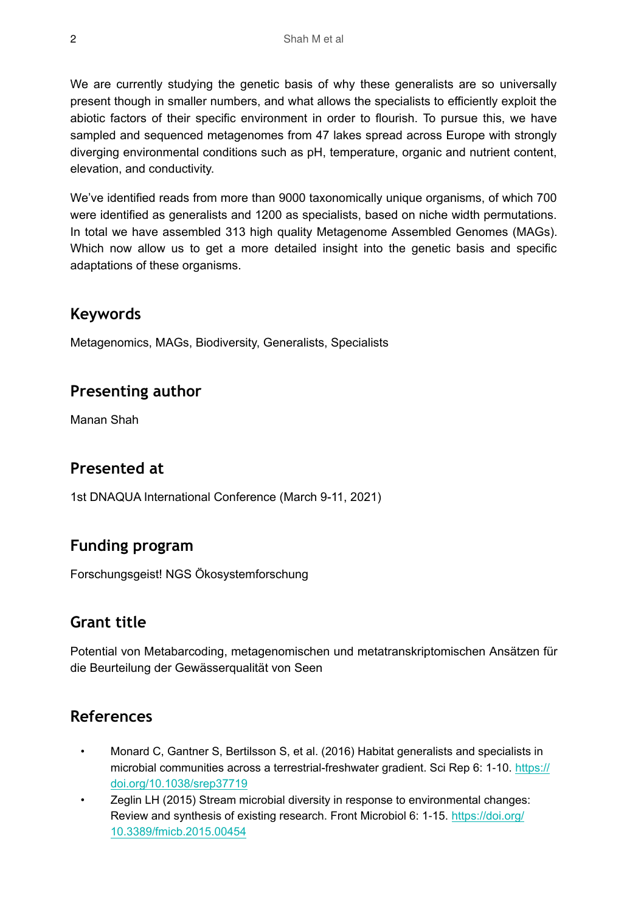We are currently studying the genetic basis of why these generalists are so universally present though in smaller numbers, and what allows the specialists to efficiently exploit the abiotic factors of their specific environment in order to flourish. To pursue this, we have sampled and sequenced metagenomes from 47 lakes spread across Europe with strongly diverging environmental conditions such as pH, temperature, organic and nutrient content, elevation, and conductivity.

We've identified reads from more than 9000 taxonomically unique organisms, of which 700 were identified as generalists and 1200 as specialists, based on niche width permutations. In total we have assembled 313 high quality Metagenome Assembled Genomes (MAGs). Which now allow us to get a more detailed insight into the genetic basis and specific adaptations of these organisms.

## Keywords

Metagenomics, MAGs, Biodiversity, Generalists, Specialists

## Presenting author

Manan Shah

## Presented at

1st DNAQUA International Conference (March 9-11, 2021)

## Funding program

Forschungsgeist! NGS Ökosystemforschung

## Grant title

Potential von Metabarcoding, metagenomischen und metatranskriptomischen Ansätzen für die Beurteilung der Gewässerqualität von Seen

## References

- Monard C, Gantner S, Bertilsson S, et al. (2016) Habitat generalists and specialists in microbial communities across a terrestrial-freshwater gradient. Sci Rep 6: 1-10. https://doi.org/10.1038/srep37719
- Zeglin LH (2015) Stream microbial diversity in response to environmental changes: Review and synthesis of existing research. Front Microbiol 6: 1-15. https://doi.org/10.3389/fmicb.2015.00454